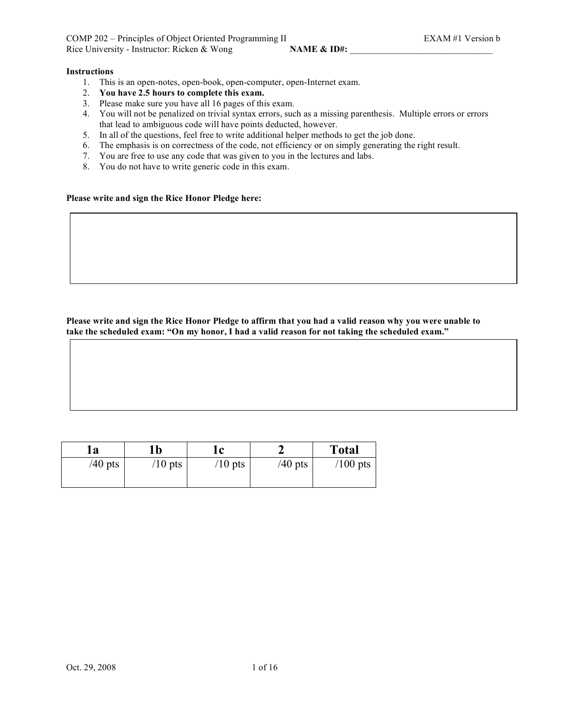COMP 202 – Principles of Object Oriented Programming II — EXAM #1 Version b

Rice University - Instructor: Ricken & Wong — **NAME & ID#:** ________________________________

**Instructions**

1. This is an open-notes, open-book, open-computer, open-Internet exam.
2. **You have 2.5 hours to complete this exam.**
3. Please make sure you have all 16 pages of this exam.
4. You will not be penalized on trivial syntax errors, such as a missing parenthesis. Multiple errors or errors that lead to ambiguous code will have points deducted, however.
5. In all of the questions, feel free to write additional helper methods to get the job done.
6. The emphasis is on correctness of the code, not efficiency or on simply generating the right result.
7. You are free to use any code that was given to you in the lectures and labs.
8. You do not have to write generic code in this exam.

**Please write and sign the Rice Honor Pledge here:**

| |
|---|
| |

**Please write and sign the Rice Honor Pledge to affirm that you had a valid reason why you were unable to take the scheduled exam: "On my honor, I had a valid reason for not taking the scheduled exam."**

| |
|---|
| |

| 1a | 1b | 1c | 2 | Total |
|---|---|---|---|---|
| /40 pts | /10 pts | /10 pts | /40 pts | /100 pts |

Oct. 29, 2008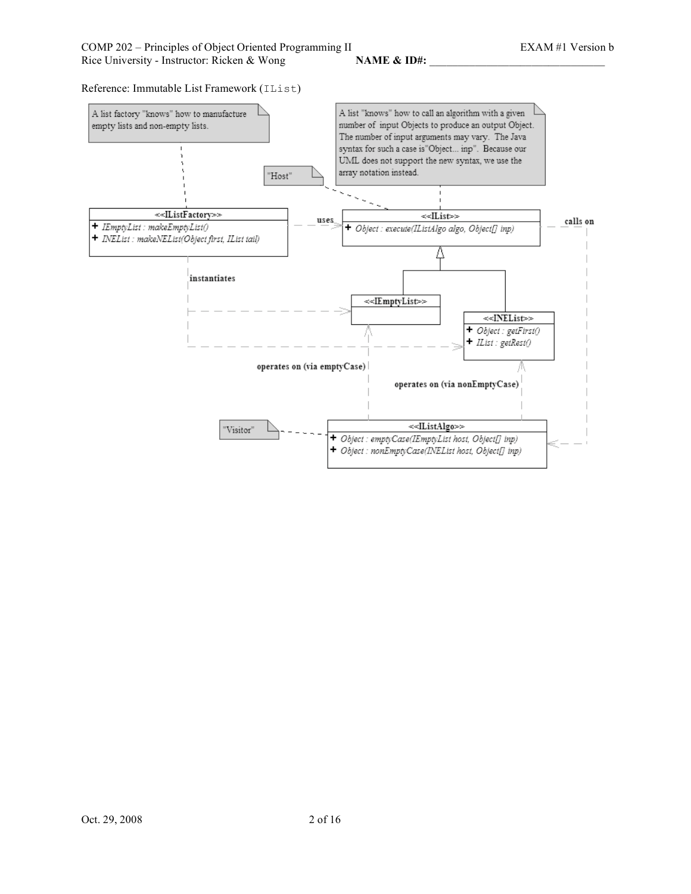Reference: Immutable List Framework (`IList`)

A list factory "knows" how to manufacture empty lists and non-empty lists.

A list "knows" how to call an algorithm with a given number of input Objects to produce an output Object. The number of input arguments may vary. The Java syntax for such a case is "Object... inp". Because our UML does not support the new syntax, we use the array notation instead.

"Host"

**<<IListFactory>>**
- + *IEmptyList : makeEmptyList()*
- + *INEList : makeNEList(Object first, IList tail)*

**uses**

**<<IList>>**
- + *Object : execute(IListAlgo algo, Object[] inp)*

**calls on**

**instantiates**

**<<IEmptyList>>**

**<<INEList>>**
- + *Object : getFirst()*
- + *IList : getRest()*

**operates on (via emptyCase)**

**operates on (via nonEmptyCase)**

"Visitor"

**<<IListAlgo>>**
- + *Object : emptyCase(IEmptyList host, Object[] inp)*
- + *Object : nonEmptyCase(INEList host, Object[] inp)*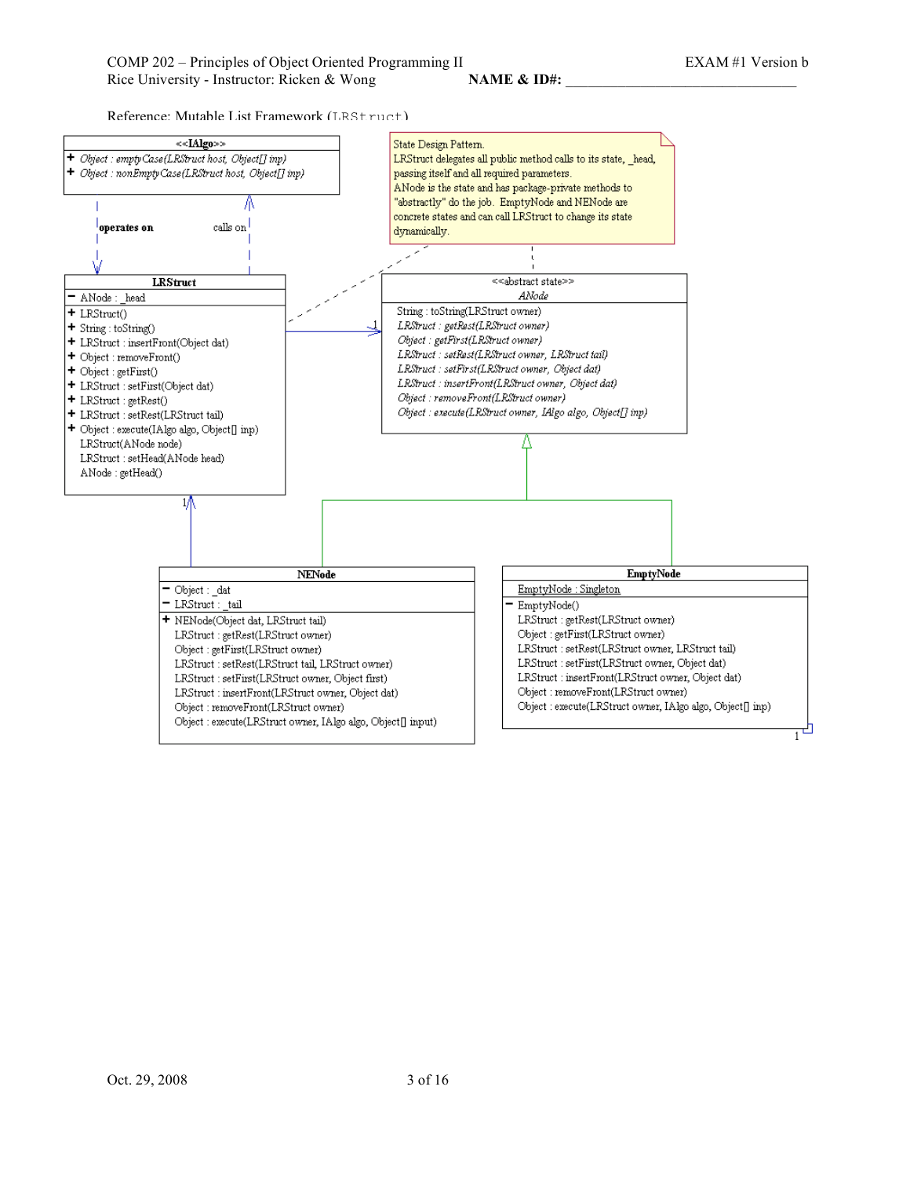Reference: Mutable List Framework (`LRStruct`)

**<<IAlgo>>**

- \+ *Object : emptyCase(LRStruct host, Object[] inp)*
- \+ *Object : nonEmptyCase(LRStruct host, Object[] inp)*

operates on

calls on

State Design Pattern.
LRStruct delegates all public method calls to its state, _head, passing itself and all required parameters.
ANode is the state and has package-private methods to "abstractly" do the job. EmptyNode and NENode are concrete states and can call LRStruct to change its state dynamically.

**LRStruct**

- − ANode : _head

---

- \+ LRStruct()
- \+ String : toString()
- \+ LRStruct : insertFront(Object dat)
- \+ Object : removeFront()
- \+ Object : getFirst()
- \+ LRStruct : setFirst(Object dat)
- \+ LRStruct : getRest()
- \+ LRStruct : setRest(LRStruct tail)
- \+ Object : execute(IAlgo algo, Object[] inp)
- LRStruct(ANode node)
- LRStruct : setHead(ANode head)
- ANode : getHead()

**<<abstract state>>**
*ANode*

- String : toString(LRStruct owner)
- *LRStruct : getRest(LRStruct owner)*
- *Object : getFirst(LRStruct owner)*
- *LRStruct : setRest(LRStruct owner, LRStruct tail)*
- *LRStruct : setFirst(LRStruct owner, Object dat)*
- *LRStruct : insertFront(LRStruct owner, Object dat)*
- *Object : removeFront(LRStruct owner)*
- *Object : execute(LRStruct owner, IAlgo algo, Object[] inp)*

**NENode**

- − Object : _dat
- − LRStruct : _tail

---

- \+ NENode(Object dat, LRStruct tail)
- LRStruct : getRest(LRStruct owner)
- Object : getFirst(LRStruct owner)
- LRStruct : setRest(LRStruct tail, LRStruct owner)
- LRStruct : setFirst(LRStruct owner, Object first)
- LRStruct : insertFront(LRStruct owner, Object dat)
- Object : removeFront(LRStruct owner)
- Object : execute(LRStruct owner, IAlgo algo, Object[] input)

**EmptyNode**

- EmptyNode : Singleton

---

- − EmptyNode()
- LRStruct : getRest(LRStruct owner)
- Object : getFirst(LRStruct owner)
- LRStruct : setRest(LRStruct owner, LRStruct tail)
- LRStruct : setFirst(LRStruct owner, Object dat)
- LRStruct : insertFront(LRStruct owner, Object dat)
- Object : removeFront(LRStruct owner)
- Object : execute(LRStruct owner, IAlgo algo, Object[] inp)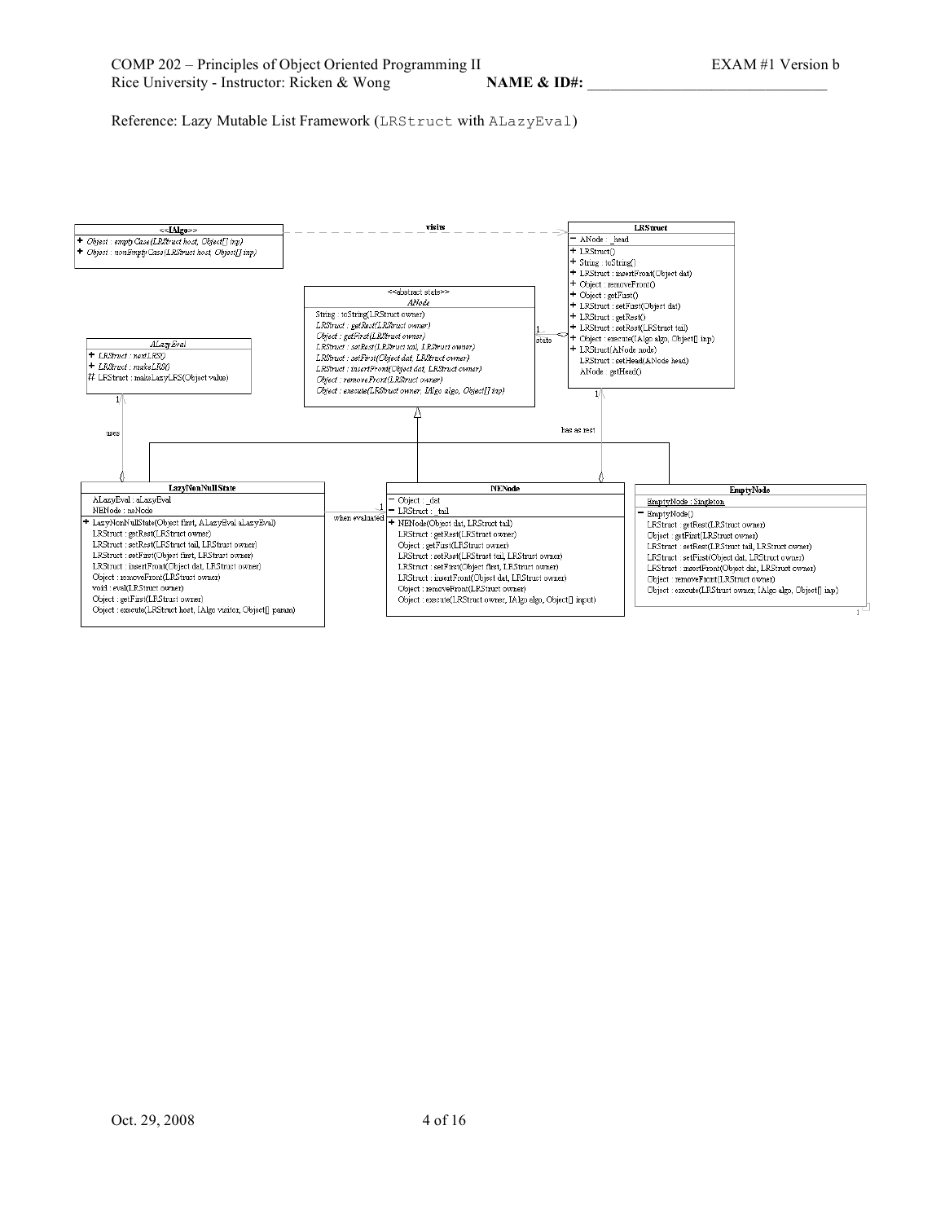Reference: Lazy Mutable List Framework (`LRStruct` with `ALazyEval`)

**<<IAlgo>>**
- + Object : emptyCase(LRStruct host, Object[] inp)
- + Object : nonEmptyCase(LRStruct host, Object[] inp)

visits

**LRStruct**
- − ANode : _head
- + LRStruct()
- + String : toString()
- + LRStruct : insertFront(Object dat)
- + Object : removeFront()
- + Object : getFirst()
- + LRStruct : setFirst(Object dat)
- + LRStruct : getRest()
- + LRStruct : setRest(LRStruct tail)
- + Object : execute(IAlgo algo, Object[] inp)
- + LRStruct(ANode node)
- LRStruct : setHead(ANode head)
- ANode : getHead()

**<<abstract state>> ANode**
- String : toString(LRStruct owner)
- LRStruct : getRest(LRStruct owner)
- Object : getFirst(LRStruct owner)
- LRStruct : setRest(LRStruct tail, LRStruct owner)
- LRStruct : setFirst(Object dat, LRStruct owner)
- LRStruct : insertFront(Object dat, LRStruct owner)
- Object : removeFront(LRStruct owner)
- Object : execute(LRStruct owner, IAlgo algo, Object[] inp)

state

**ALazyEval**
- + LRStruct : nextLRS()
- + LRStruct : makeLRS()
- # LRStruct : makeLazyLRS(Object value)

uses

has as rest

**LazyNonNullState**
- ALazyEval : aLazyEval
- NENode : neNode
- + LazyNonNullState(Object first, ALazyEval aLazyEval)
- LRStruct : getRest(LRStruct owner)
- LRStruct : setRest(LRStruct tail, LRStruct owner)
- LRStruct : setFirst(Object first, LRStruct owner)
- LRStruct : insertFront(Object dat, LRStruct owner)
- Object : removeFront(LRStruct owner)
- void : eval(LRStruct owner)
- Object : getFirst(LRStruct owner)
- Object : execute(LRStruct host, IAlgo visitor, Object[] param)

when evaluated

**NENode**
- − Object : _dat
- − LRStruct : _tail
- + NENode(Object dat, LRStruct tail)
- LRStruct : getRest(LRStruct owner)
- Object : getFirst(LRStruct owner)
- LRStruct : setRest(LRStruct tail, LRStruct owner)
- LRStruct : setFirst(Object first, LRStruct owner)
- LRStruct : insertFront(Object dat, LRStruct owner)
- Object : removeFront(LRStruct owner)
- Object : execute(LRStruct owner, IAlgo algo, Object[] input)

**EmptyNode**
- EmptyNode : Singleton
- − EmptyNode()
- LRStruct : getRest(LRStruct owner)
- Object : getFirst(LRStruct owner)
- LRStruct : setRest(LRStruct tail, LRStruct owner)
- LRStruct : setFirst(Object dat, LRStruct owner)
- LRStruct : insertFront(Object dat, LRStruct owner)
- Object : removeFront(LRStruct owner)
- Object : execute(LRStruct owner, IAlgo algo, Object[] inp)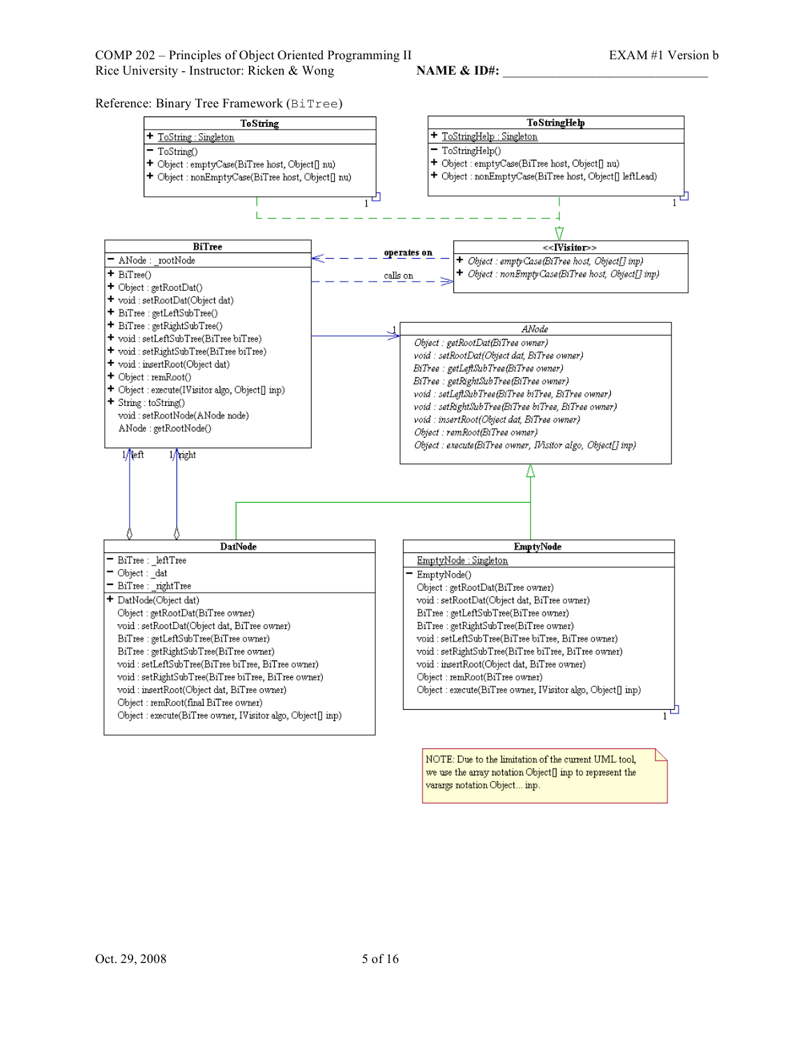Reference: Binary Tree Framework (BiTree)

**ToString**
- + ToString : Singleton
- − ToString()
- + Object : emptyCase(BiTree host, Object[] nu)
- + Object : nonEmptyCase(BiTree host, Object[] nu)

**ToStringHelp**
- + ToStringHelp : Singleton
- − ToStringHelp()
- + Object : emptyCase(BiTree host, Object[] nu)
- + Object : nonEmptyCase(BiTree host, Object[] leftLead)

**BiTree**
- − ANode : _rootNode
- + BiTree()
- + Object : getRootDat()
- + void : setRootDat(Object dat)
- + BiTree : getLeftSubTree()
- + BiTree : getRightSubTree()
- + void : setLeftSubTree(BiTree biTree)
- + void : setRightSubTree(BiTree biTree)
- + void : insertRoot(Object dat)
- + Object : remRoot()
- + Object : execute(IVisitor algo, Object[] inp)
- + String : toString()
- void : setRootNode(ANode node)
- ANode : getRootNode()

operates on / calls on

**<<IVisitor>>**
- + *Object : emptyCase(BiTree host, Object[] inp)*
- + *Object : nonEmptyCase(BiTree host, Object[] inp)*

***ANode***
- *Object : getRootDat(BiTree owner)*
- *void : setRootDat(Object dat, BiTree owner)*
- *BiTree : getLeftSubTree(BiTree owner)*
- *BiTree : getRightSubTree(BiTree owner)*
- *void : setLeftSubTree(BiTree biTree, BiTree owner)*
- *void : setRightSubTree(BiTree biTree, BiTree owner)*
- *void : insertRoot(Object dat, BiTree owner)*
- *Object : remRoot(BiTree owner)*
- *Object : execute(BiTree owner, IVisitor algo, Object[] inp)*

1/left 1/right

**DatNode**
- − BiTree : _leftTree
- − Object : _dat
- − BiTree : _rightTree
- + DatNode(Object dat)
- Object : getRootDat(BiTree owner)
- void : setRootDat(Object dat, BiTree owner)
- BiTree : getLeftSubTree(BiTree owner)
- BiTree : getRightSubTree(BiTree owner)
- void : setLeftSubTree(BiTree biTree, BiTree owner)
- void : setRightSubTree(BiTree biTree, BiTree owner)
- void : insertRoot(Object dat, BiTree owner)
- Object : remRoot(final BiTree owner)
- Object : execute(BiTree owner, IVisitor algo, Object[] inp)

**EmptyNode**
- EmptyNode : Singleton
- − EmptyNode()
- Object : getRootDat(BiTree owner)
- void : setRootDat(Object dat, BiTree owner)
- BiTree : getLeftSubTree(BiTree owner)
- BiTree : getRightSubTree(BiTree owner)
- void : setLeftSubTree(BiTree biTree, BiTree owner)
- void : setRightSubTree(BiTree biTree, BiTree owner)
- void : insertRoot(Object dat, BiTree owner)
- Object : remRoot(BiTree owner)
- Object : execute(BiTree owner, IVisitor algo, Object[] inp)

NOTE: Due to the limitation of the current UML tool, we use the array notation Object[] inp to represent the varargs notation Object... inp.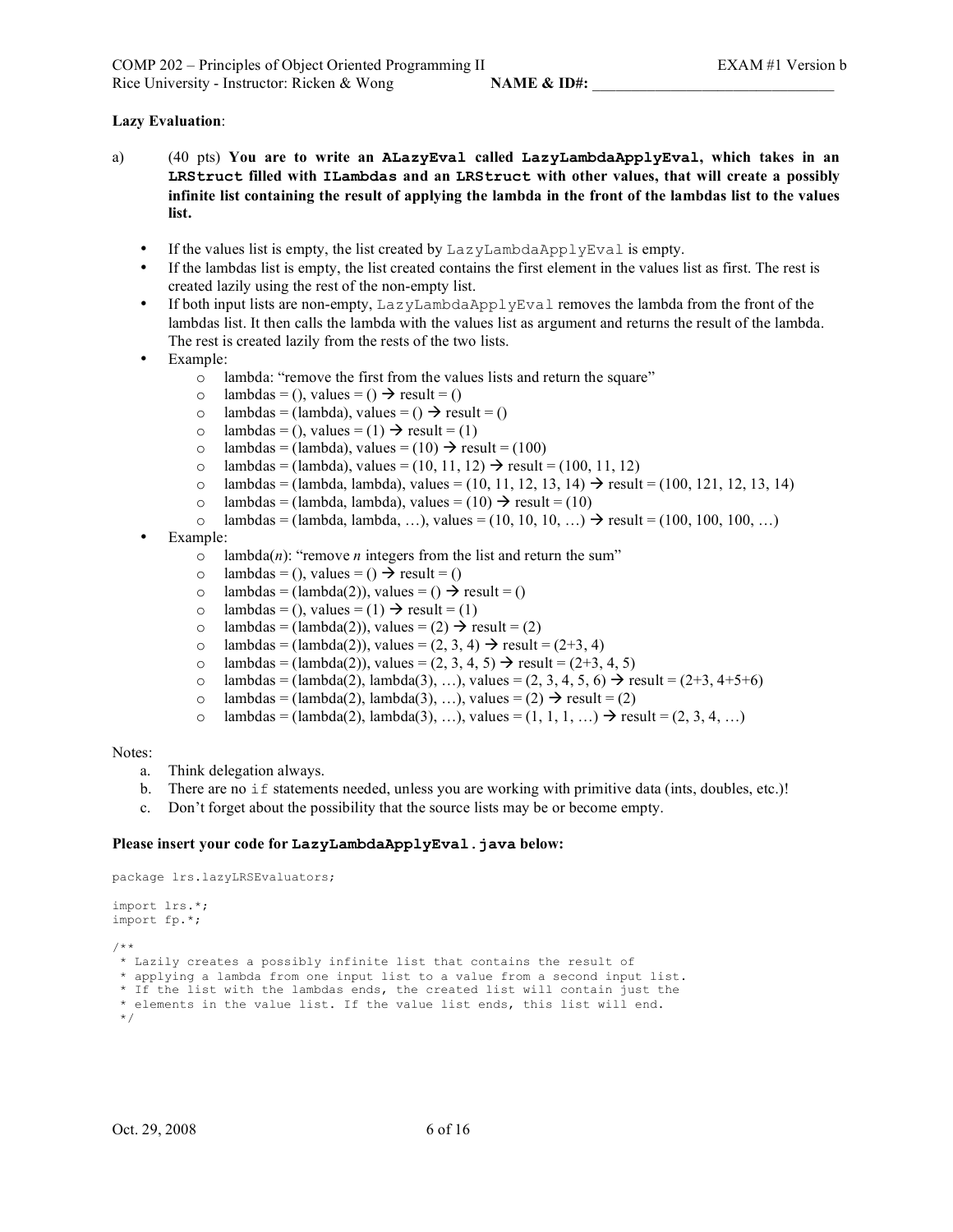**Lazy Evaluation**:

a) (40 pts) **You are to write an `ALazyEval` called `LazyLambdaApplyEval`, which takes in an `LRStruct` filled with `ILambdas` and an `LRStruct` with other values, that will create a possibly infinite list containing the result of applying the lambda in the front of the lambdas list to the values list.**

- If the values list is empty, the list created by `LazyLambdaApplyEval` is empty.
- If the lambdas list is empty, the list created contains the first element in the values list as first. The rest is created lazily using the rest of the non-empty list.
- If both input lists are non-empty, `LazyLambdaApplyEval` removes the lambda from the front of the lambdas list. It then calls the lambda with the values list as argument and returns the result of the lambda. The rest is created lazily from the rests of the two lists.
- Example:
  - lambda: "remove the first from the values lists and return the square"
  - lambdas = (), values = () → result = ()
  - lambdas = (lambda), values = () → result = ()
  - lambdas = (), values = (1) → result = (1)
  - lambdas = (lambda), values = (10) → result = (100)
  - lambdas = (lambda), values = (10, 11, 12) → result = (100, 11, 12)
  - lambdas = (lambda, lambda), values = (10, 11, 12, 13, 14) → result = (100, 121, 12, 13, 14)
  - lambdas = (lambda, lambda), values = (10) → result = (10)
  - lambdas = (lambda, lambda, …), values = (10, 10, 10, …) → result = (100, 100, 100, …)
- Example:
  - lambda(*n*): "remove *n* integers from the list and return the sum"
  - lambdas = (), values = () → result = ()
  - lambdas = (lambda(2)), values = () → result = ()
  - lambdas = (), values = (1) → result = (1)
  - lambdas = (lambda(2)), values = (2) → result = (2)
  - lambdas = (lambda(2)), values = (2, 3, 4) → result = (2+3, 4)
  - lambdas = (lambda(2)), values = (2, 3, 4, 5) → result = (2+3, 4, 5)
  - lambdas = (lambda(2), lambda(3), …), values = (2, 3, 4, 5, 6) → result = (2+3, 4+5+6)
  - lambdas = (lambda(2), lambda(3), …), values = (2) → result = (2)
  - lambdas = (lambda(2), lambda(3), …), values = (1, 1, 1, …) → result = (2, 3, 4, …)

Notes:

a. Think delegation always.
b. There are no `if` statements needed, unless you are working with primitive data (ints, doubles, etc.)!
c. Don't forget about the possibility that the source lists may be or become empty.

**Please insert your code for `LazyLambdaApplyEval.java` below:**

```
package lrs.lazyLRSEvaluators;

import lrs.*;
import fp.*;

/**
 * Lazily creates a possibly infinite list that contains the result of
 * applying a lambda from one input list to a value from a second input list.
 * If the list with the lambdas ends, the created list will contain just the
 * elements in the value list. If the value list ends, this list will end.
 */
```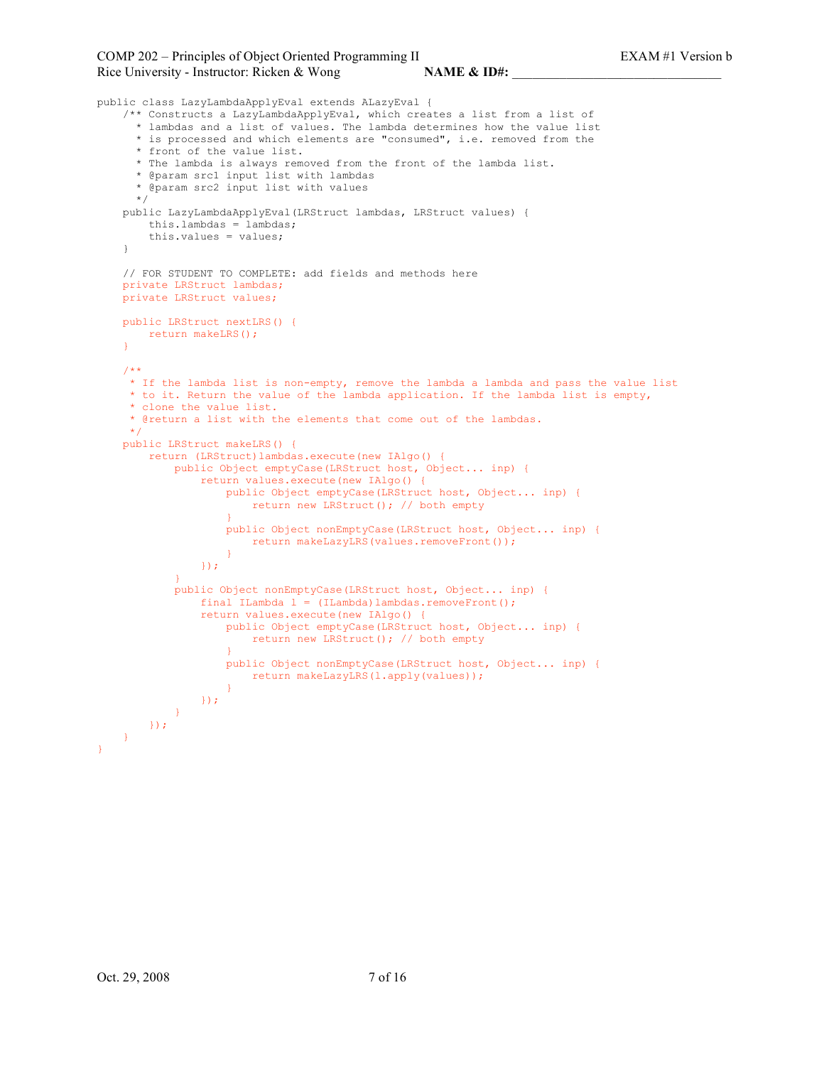```java
public class LazyLambdaApplyEval extends ALazyEval {
    /** Constructs a LazyLambdaApplyEval, which creates a list from a list of
      * lambdas and a list of values. The lambda determines how the value list
      * is processed and which elements are "consumed", i.e. removed from the
      * front of the value list.
      * The lambda is always removed from the front of the lambda list.
      * @param src1 input list with lambdas
      * @param src2 input list with values
      */
    public LazyLambdaApplyEval(LRStruct lambdas, LRStruct values) {
        this.lambdas = lambdas;
        this.values = values;
    }

    // FOR STUDENT TO COMPLETE: add fields and methods here
    private LRStruct lambdas;
    private LRStruct values;

    public LRStruct nextLRS() {
        return makeLRS();
    }

    /**
     * If the lambda list is non-empty, remove the lambda a lambda and pass the value list
     * to it. Return the value of the lambda application. If the lambda list is empty,
     * clone the value list.
     * @return a list with the elements that come out of the lambdas.
     */
    public LRStruct makeLRS() {
        return (LRStruct)lambdas.execute(new IAlgo() {
            public Object emptyCase(LRStruct host, Object... inp) {
                return values.execute(new IAlgo() {
                    public Object emptyCase(LRStruct host, Object... inp) {
                        return new LRStruct(); // both empty
                    }
                    public Object nonEmptyCase(LRStruct host, Object... inp) {
                        return makeLazyLRS(values.removeFront());
                    }
                });
            }
            public Object nonEmptyCase(LRStruct host, Object... inp) {
                final ILambda l = (ILambda)lambdas.removeFront();
                return values.execute(new IAlgo() {
                    public Object emptyCase(LRStruct host, Object... inp) {
                        return new LRStruct(); // both empty
                    }
                    public Object nonEmptyCase(LRStruct host, Object... inp) {
                        return makeLazyLRS(l.apply(values));
                    }
                });
            }
        });
    }
}
```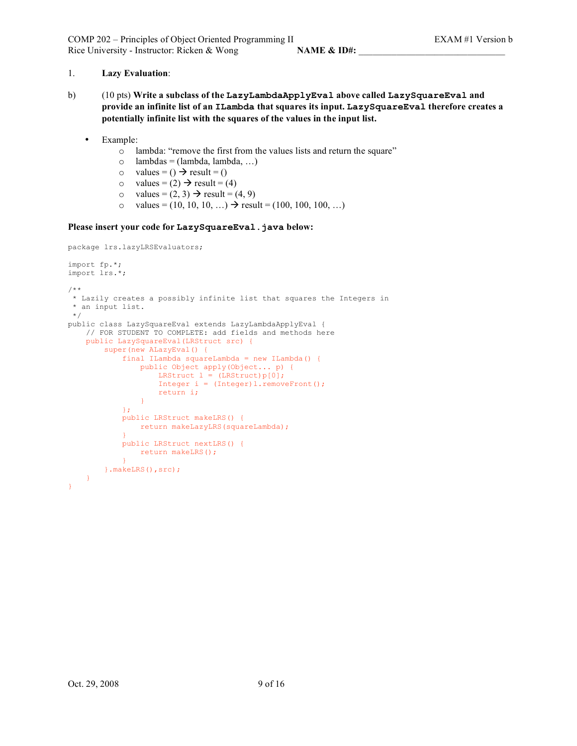1. **Lazy Evaluation**:

b) (10 pts) **Write a subclass of the `LazyLambdaApplyEval` above called `LazySquareEval` and provide an infinite list of an `ILambda` that squares its input. `LazySquareEval` therefore creates a potentially infinite list with the squares of the values in the input list.**

- Example:
  - lambda: "remove the first from the values lists and return the square"
  - lambdas = (lambda, lambda, …)
  - values = () → result = ()
  - values = (2) → result = (4)
  - values = (2, 3) → result = (4, 9)
  - values = (10, 10, 10, …) → result = (100, 100, 100, …)

**Please insert your code for `LazySquareEval.java` below:**

```
package lrs.lazyLRSEvaluators;

import fp.*;
import lrs.*;

/**
 * Lazily creates a possibly infinite list that squares the Integers in
 * an input list.
 */
public class LazySquareEval extends LazyLambdaApplyEval {
    // FOR STUDENT TO COMPLETE: add fields and methods here
    public LazySquareEval(LRStruct src) {
        super(new ALazyEval() {
            final ILambda squareLambda = new ILambda() {
                public Object apply(Object... p) {
                    LRStruct l = (LRStruct)p[0];
                    Integer i = (Integer)l.removeFront();
                    return i;
                }
            };
            public LRStruct makeLRS() {
                return makeLazyLRS(squareLambda);
            }
            public LRStruct nextLRS() {
                return makeLRS();
            }
        }.makeLRS(),src);
    }
}
```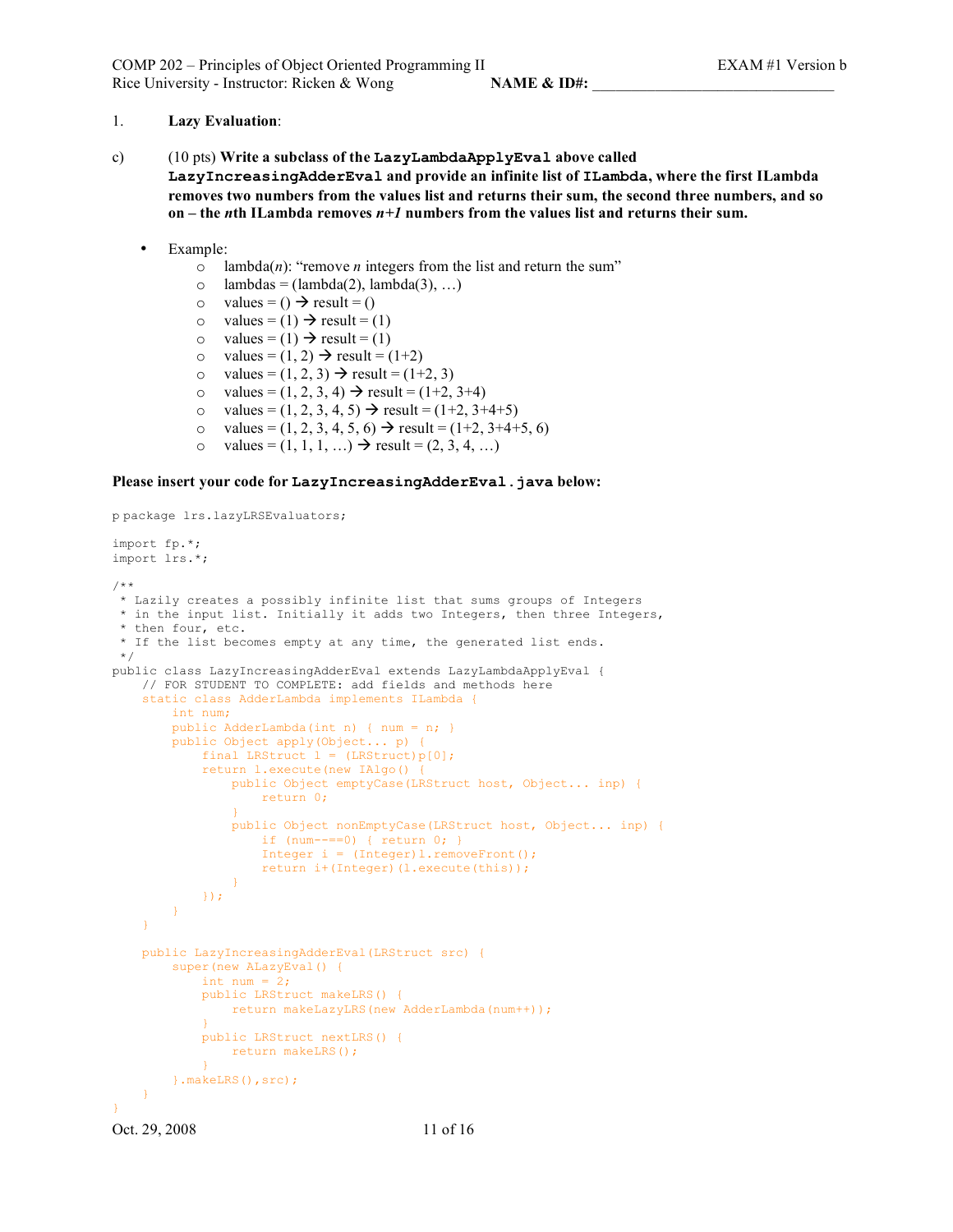1. **Lazy Evaluation**:

c) (10 pts) **Write a subclass of the `LazyLambdaApplyEval` above called `LazyIncreasingAdderEval` and provide an infinite list of `ILambda`, where the first ILambda removes two numbers from the values list and returns their sum, the second three numbers, and so on – the *n*th ILambda removes *n+1* numbers from the values list and returns their sum.**

- Example:
  - lambda(*n*): "remove *n* integers from the list and return the sum"
  - lambdas = (lambda(2), lambda(3), …)
  - values = () → result = ()
  - values = (1) → result = (1)
  - values = (1) → result = (1)
  - values = (1, 2) → result = (1+2)
  - values = (1, 2, 3) → result = (1+2, 3)
  - values = (1, 2, 3, 4) → result = (1+2, 3+4)
  - values = (1, 2, 3, 4, 5) → result = (1+2, 3+4+5)
  - values = (1, 2, 3, 4, 5, 6) → result = (1+2, 3+4+5, 6)
  - values = (1, 1, 1, …) → result = (2, 3, 4, …)

**Please insert your code for `LazyIncreasingAdderEval.java` below:**

```
p package lrs.lazyLRSEvaluators;

import fp.*;
import lrs.*;

/**
 * Lazily creates a possibly infinite list that sums groups of Integers
 * in the input list. Initially it adds two Integers, then three Integers,
 * then four, etc.
 * If the list becomes empty at any time, the generated list ends.
 */
public class LazyIncreasingAdderEval extends LazyLambdaApplyEval {
    // FOR STUDENT TO COMPLETE: add fields and methods here
    static class AdderLambda implements ILambda {
        int num;
        public AdderLambda(int n) { num = n; }
        public Object apply(Object... p) {
            final LRStruct l = (LRStruct)p[0];
            return l.execute(new IAlgo() {
                public Object emptyCase(LRStruct host, Object... inp) {
                    return 0;
                }
                public Object nonEmptyCase(LRStruct host, Object... inp) {
                    if (num--==0) { return 0; }
                    Integer i = (Integer)l.removeFront();
                    return i+(Integer)(l.execute(this));
                }
            });
        }
    }

    public LazyIncreasingAdderEval(LRStruct src) {
        super(new ALazyEval() {
            int num = 2;
            public LRStruct makeLRS() {
                return makeLazyLRS(new AdderLambda(num++));
            }
            public LRStruct nextLRS() {
                return makeLRS();
            }
        }.makeLRS(),src);
    }
}
```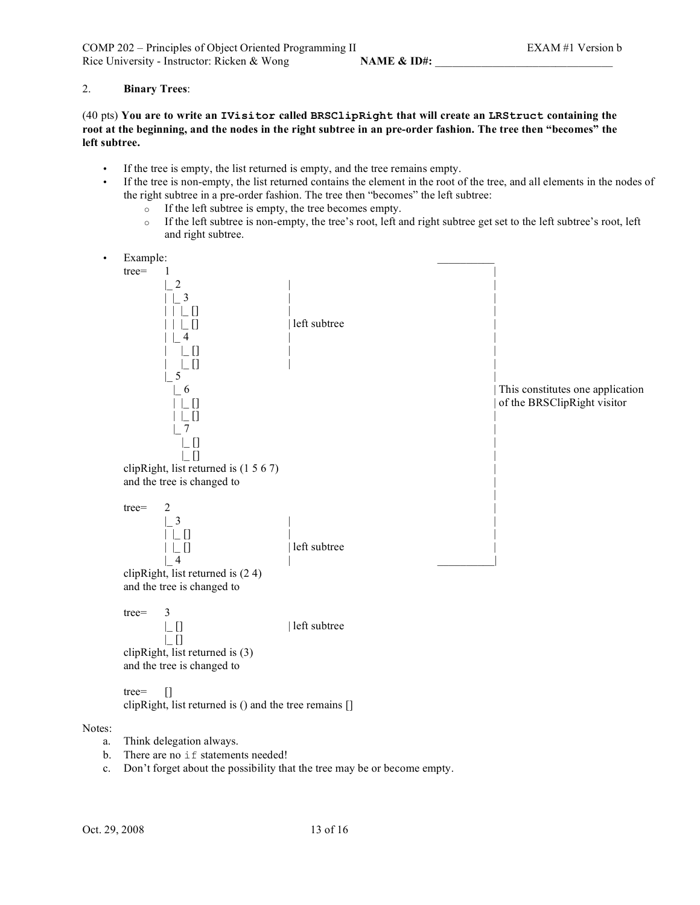2. **Binary Trees**:

(40 pts) **You are to write an `IVisitor` called `BRSClipRight` that will create an `LRStruct` containing the root at the beginning, and the nodes in the right subtree in an pre-order fashion. The tree then "becomes" the left subtree.**

- If the tree is empty, the list returned is empty, and the tree remains empty.
- If the tree is non-empty, the list returned contains the element in the root of the tree, and all elements in the nodes of the right subtree in a pre-order fashion. The tree then "becomes" the left subtree:
  - If the left subtree is empty, the tree becomes empty.
  - If the left subtree is non-empty, the tree's root, left and right subtree get set to the left subtree's root, left and right subtree.
- Example:

```
                                                                    __________
tree=   1                                                                     |
        |_ 2                         |                                        |
        | |_ 3                       |                                        |
        | | |_ []                    |                                        |
        | | |_ []                    | left subtree                           |
        | |_ 4                       |                                        |
        |   |_ []                    |                                        |
        |   |_ []                    |                                        |
        |_ 5                                                                  |
          |_ 6                                                                | This constitutes one application
          | |_ []                                                             | of the BRSClipRight visitor
          | |_ []                                                             |
          |_ 7                                                                |
            |_ []                                                             |
            |_ []                                                             |
clipRight, list returned is (1 5 6 7)                                         |
and the tree is changed to                                                    |
                                                                              |
tree=   2                                                                     |
        |_ 3                         |                                        |
        | |_ []                      |                                        |
        | |_ []                      | left subtree                           |
        |_ 4                         |                                __________|
clipRight, list returned is (2 4)
and the tree is changed to

tree=   3
        |_ []                        | left subtree
        |_ []
clipRight, list returned is (3)
and the tree is changed to

tree=   []
clipRight, list returned is () and the tree remains []
```

Notes:

a. Think delegation always.

b. There are no `if` statements needed!

c. Don't forget about the possibility that the tree may be or become empty.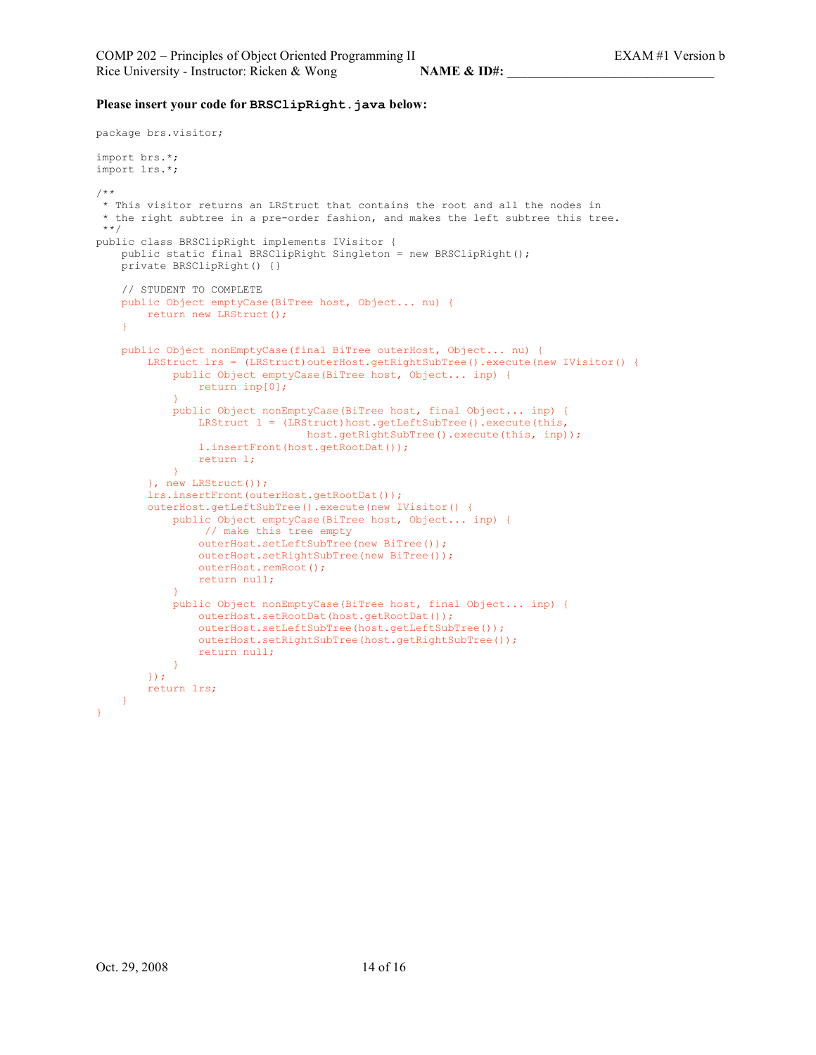**Please insert your code for `BRSClipRight.java` below:**

```
package brs.visitor;

import brs.*;
import lrs.*;

/**
 * This visitor returns an LRStruct that contains the root and all the nodes in
 * the right subtree in a pre-order fashion, and makes the left subtree this tree.
 **/
public class BRSClipRight implements IVisitor {
    public static final BRSClipRight Singleton = new BRSClipRight();
    private BRSClipRight() {}

    // STUDENT TO COMPLETE
    public Object emptyCase(BiTree host, Object... nu) {
        return new LRStruct();
    }

    public Object nonEmptyCase(final BiTree outerHost, Object... nu) {
        LRStruct lrs = (LRStruct)outerHost.getRightSubTree().execute(new IVisitor() {
            public Object emptyCase(BiTree host, Object... inp) {
                return inp[0];
            }
            public Object nonEmptyCase(BiTree host, final Object... inp) {
                LRStruct l = (LRStruct)host.getLeftSubTree().execute(this,
                                 host.getRightSubTree().execute(this, inp));
                l.insertFront(host.getRootDat());
                return l;
            }
        }, new LRStruct());
        lrs.insertFront(outerHost.getRootDat());
        outerHost.getLeftSubTree().execute(new IVisitor() {
            public Object emptyCase(BiTree host, Object... inp) {
                 // make this tree empty
                outerHost.setLeftSubTree(new BiTree());
                outerHost.setRightSubTree(new BiTree());
                outerHost.remRoot();
                return null;
            }
            public Object nonEmptyCase(BiTree host, final Object... inp) {
                outerHost.setRootDat(host.getRootDat());
                outerHost.setLeftSubTree(host.getLeftSubTree());
                outerHost.setRightSubTree(host.getRightSubTree());
                return null;
            }
        });
        return lrs;
    }
}
```